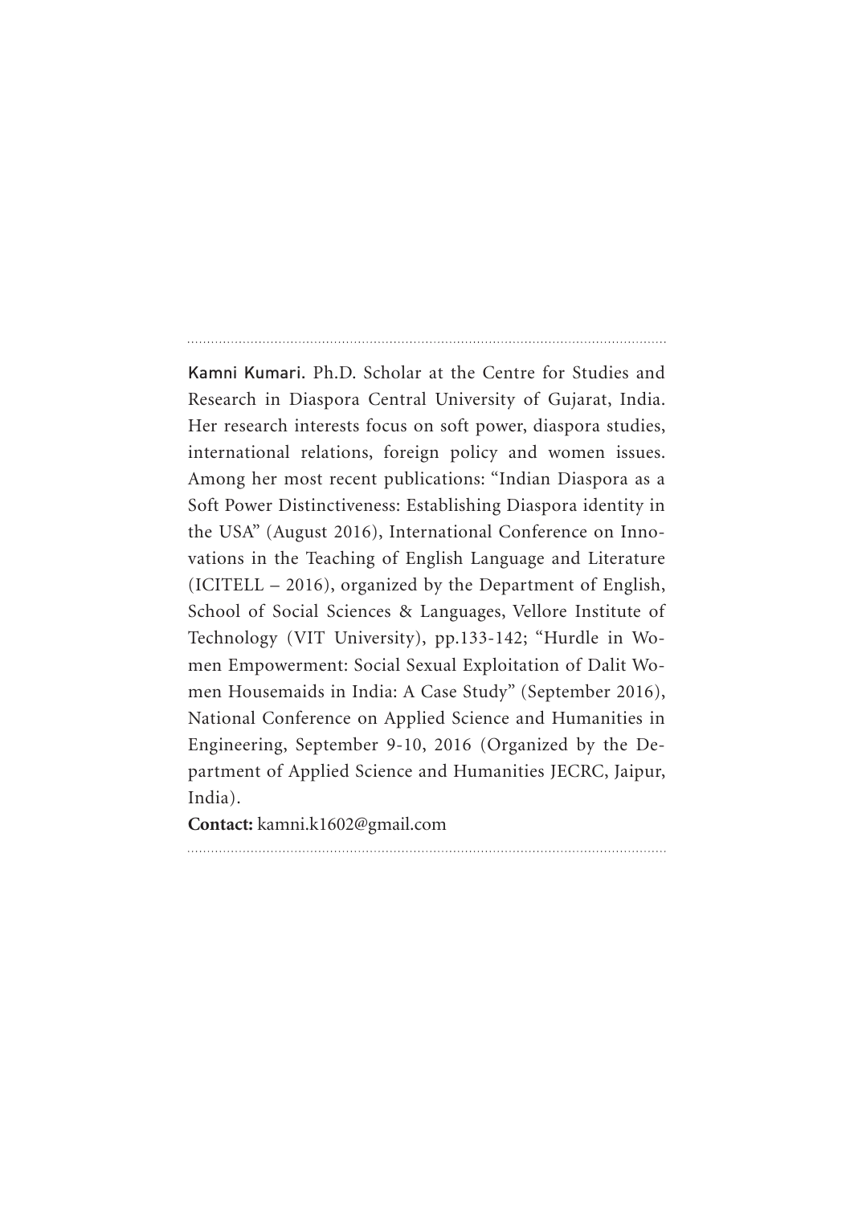**Kamni Kumari.** Ph.D. Scholar at the Centre for Studies and Research in Diaspora Central University of Gujarat, India. Her research interests focus on soft power, diaspora studies, international relations, foreign policy and women issues. Among her most recent publications: "Indian Diaspora as a Soft Power Distinctiveness: Establishing Diaspora identity in the USA" (August 2016), International Conference on Innovations in the Teaching of English Language and Literature (ICITELL – 2016), organized by the Department of English, School of Social Sciences & Languages, Vellore Institute of Technology (VIT University), pp.133-142; "Hurdle in Women Empowerment: Social Sexual Exploitation of Dalit Women Housemaids in India: A Case Study" (September 2016), National Conference on Applied Science and Humanities in Engineering, September 9-10, 2016 (Organized by the Department of Applied Science and Humanities JECRC, Jaipur, India).

**Contact:** kamni.k1602@gmail.com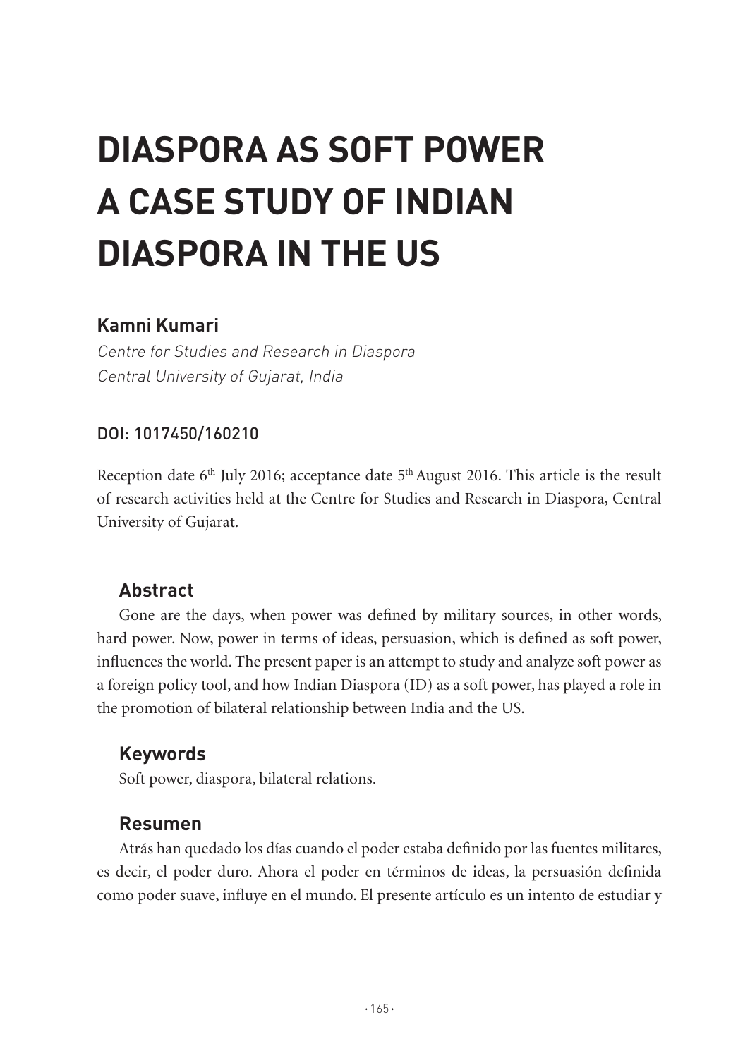# DIASPORA AS SOFT POWER A CASE STUDY OF INDIAN DIASPORA IN THE US

**Kamni Kumari**

*Centre for Studies and Research in Diaspora*
*Central University of Gujarat, India*

DOI: 1017450/160210

Reception date 6th July 2016; acceptance date 5th August 2016. This article is the result of research activities held at the Centre for Studies and Research in Diaspora, Central University of Gujarat.

## Abstract

Gone are the days, when power was defined by military sources, in other words, hard power. Now, power in terms of ideas, persuasion, which is defined as soft power, influences the world. The present paper is an attempt to study and analyze soft power as a foreign policy tool, and how Indian Diaspora (ID) as a soft power, has played a role in the promotion of bilateral relationship between India and the US.

## Keywords

Soft power, diaspora, bilateral relations.

## Resumen

Atrás han quedado los días cuando el poder estaba definido por las fuentes militares, es decir, el poder duro. Ahora el poder en términos de ideas, la persuasión definida como poder suave, influye en el mundo. El presente artículo es un intento de estudiar y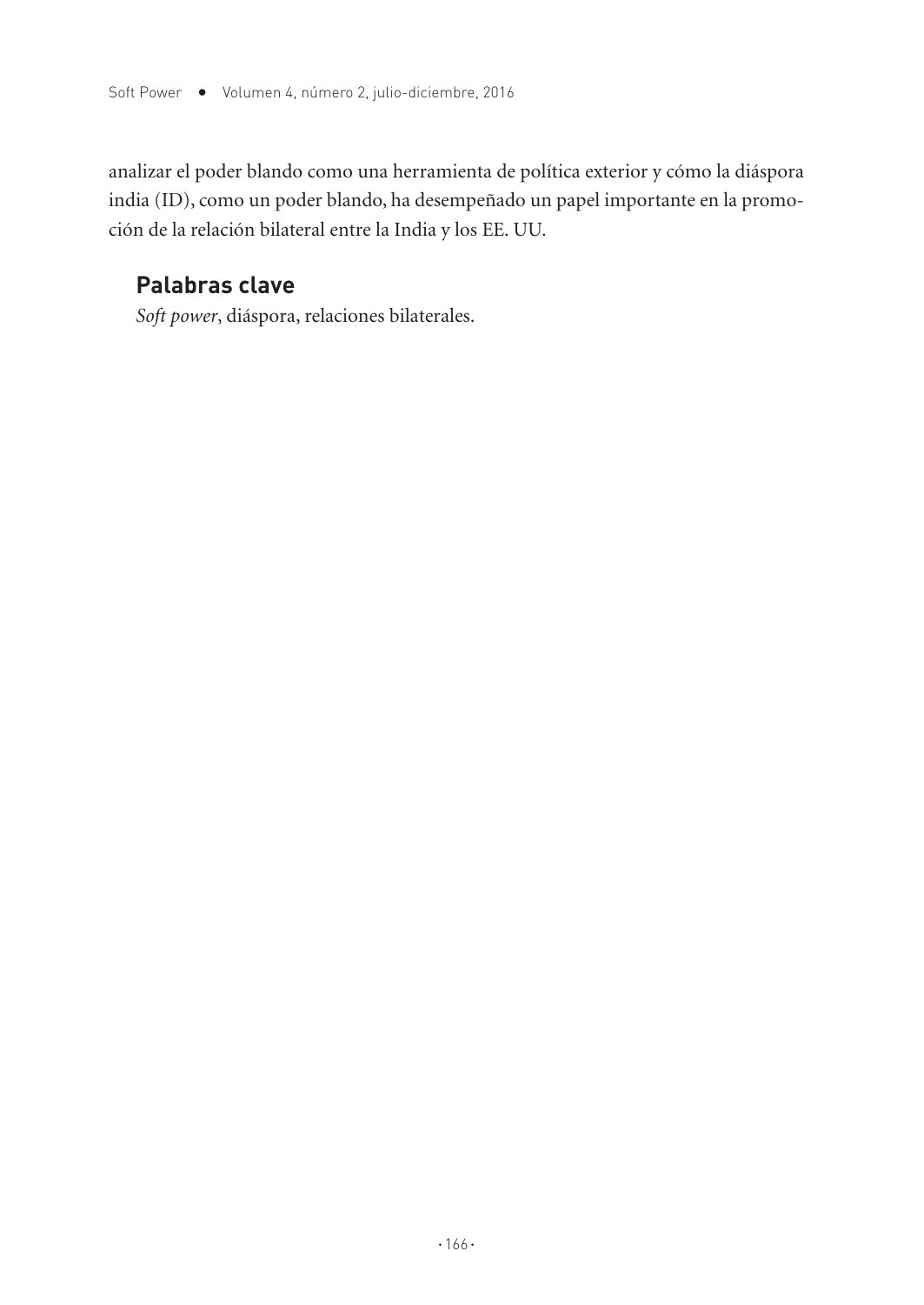analizar el poder blando como una herramienta de política exterior y cómo la diáspora india (ID), como un poder blando, ha desempeñado un papel importante en la promoción de la relación bilateral entre la India y los EE. UU.

### Palabras clave

*Soft power*, diáspora, relaciones bilaterales.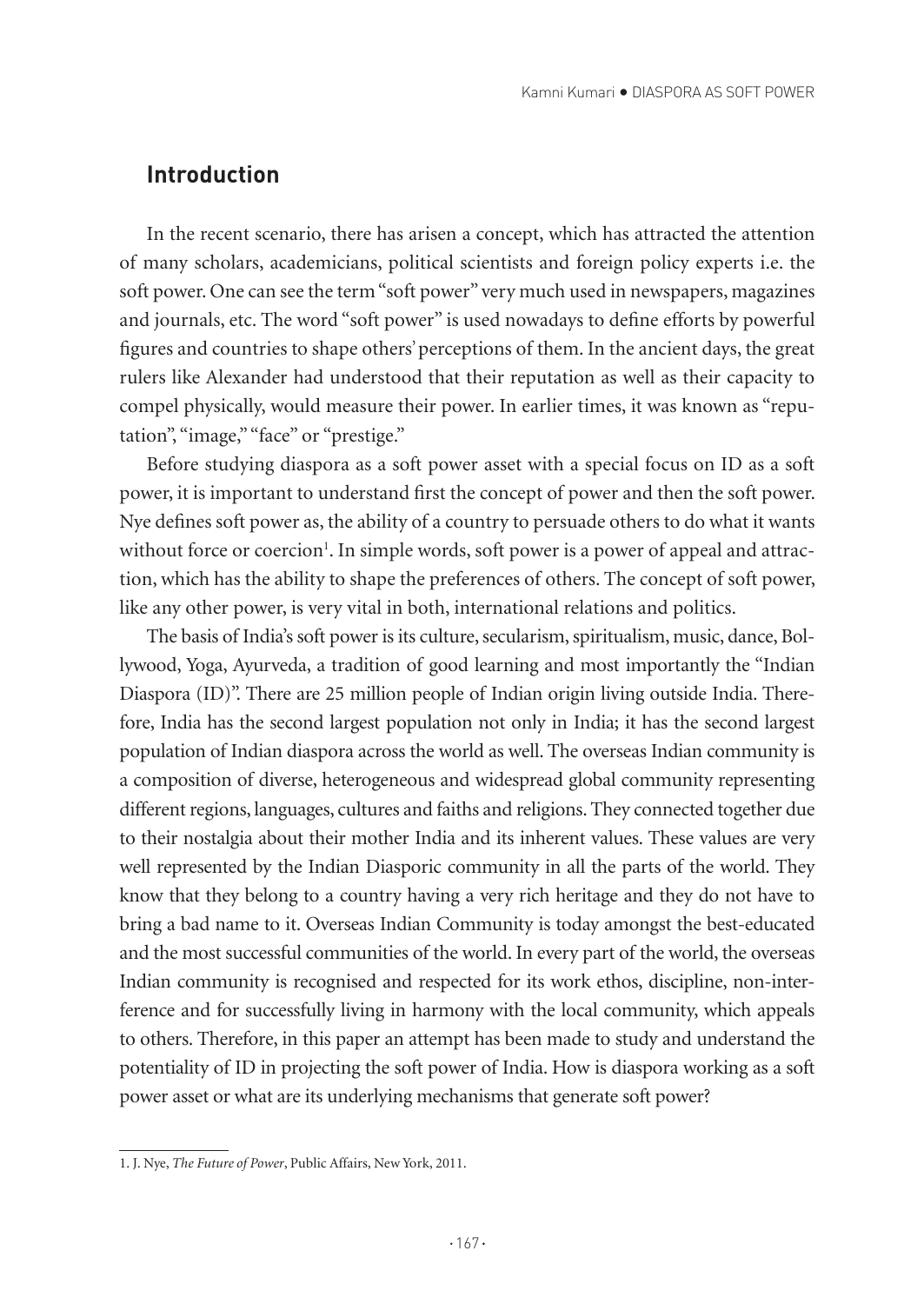## Introduction

In the recent scenario, there has arisen a concept, which has attracted the attention of many scholars, academicians, political scientists and foreign policy experts i.e. the soft power. One can see the term "soft power" very much used in newspapers, magazines and journals, etc. The word "soft power" is used nowadays to define efforts by powerful figures and countries to shape others' perceptions of them. In the ancient days, the great rulers like Alexander had understood that their reputation as well as their capacity to compel physically, would measure their power. In earlier times, it was known as "reputation", "image," "face" or "prestige."

Before studying diaspora as a soft power asset with a special focus on ID as a soft power, it is important to understand first the concept of power and then the soft power. Nye defines soft power as, the ability of a country to persuade others to do what it wants without force or coercion[1]. In simple words, soft power is a power of appeal and attraction, which has the ability to shape the preferences of others. The concept of soft power, like any other power, is very vital in both, international relations and politics.

The basis of India's soft power is its culture, secularism, spiritualism, music, dance, Bollywood, Yoga, Ayurveda, a tradition of good learning and most importantly the "Indian Diaspora (ID)". There are 25 million people of Indian origin living outside India. Therefore, India has the second largest population not only in India; it has the second largest population of Indian diaspora across the world as well. The overseas Indian community is a composition of diverse, heterogeneous and widespread global community representing different regions, languages, cultures and faiths and religions. They connected together due to their nostalgia about their mother India and its inherent values. These values are very well represented by the Indian Diasporic community in all the parts of the world. They know that they belong to a country having a very rich heritage and they do not have to bring a bad name to it. Overseas Indian Community is today amongst the best-educated and the most successful communities of the world. In every part of the world, the overseas Indian community is recognised and respected for its work ethos, discipline, non-interference and for successfully living in harmony with the local community, which appeals to others. Therefore, in this paper an attempt has been made to study and understand the potentiality of ID in projecting the soft power of India. How is diaspora working as a soft power asset or what are its underlying mechanisms that generate soft power?

---

1. J. Nye, *The Future of Power*, Public Affairs, New York, 2011.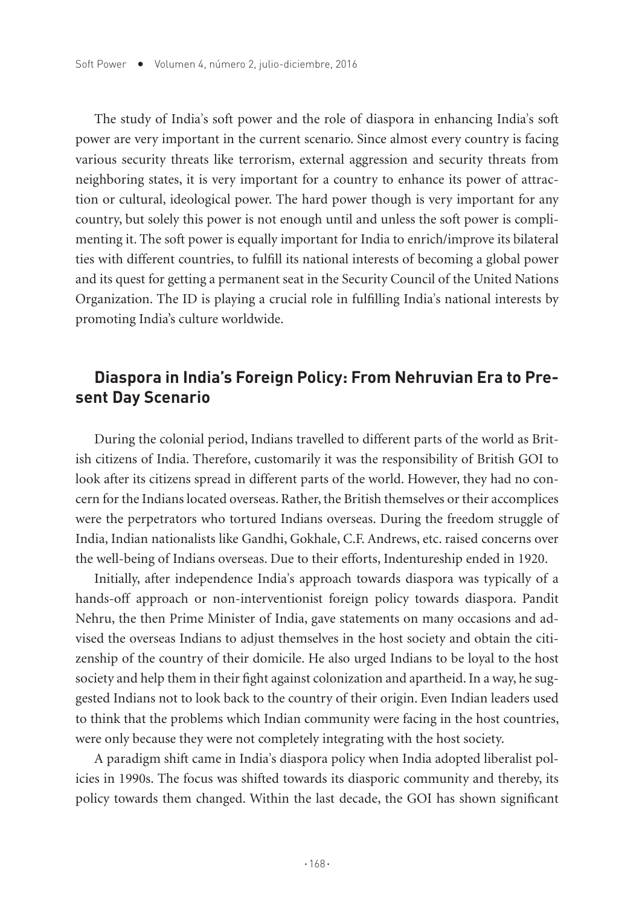The study of India's soft power and the role of diaspora in enhancing India's soft power are very important in the current scenario. Since almost every country is facing various security threats like terrorism, external aggression and security threats from neighboring states, it is very important for a country to enhance its power of attraction or cultural, ideological power. The hard power though is very important for any country, but solely this power is not enough until and unless the soft power is complimenting it. The soft power is equally important for India to enrich/improve its bilateral ties with different countries, to fulfill its national interests of becoming a global power and its quest for getting a permanent seat in the Security Council of the United Nations Organization. The ID is playing a crucial role in fulfilling India's national interests by promoting India's culture worldwide.

## Diaspora in India's Foreign Policy: From Nehruvian Era to Present Day Scenario

During the colonial period, Indians travelled to different parts of the world as British citizens of India. Therefore, customarily it was the responsibility of British GOI to look after its citizens spread in different parts of the world. However, they had no concern for the Indians located overseas. Rather, the British themselves or their accomplices were the perpetrators who tortured Indians overseas. During the freedom struggle of India, Indian nationalists like Gandhi, Gokhale, C.F. Andrews, etc. raised concerns over the well-being of Indians overseas. Due to their efforts, Indentureship ended in 1920.

Initially, after independence India's approach towards diaspora was typically of a hands-off approach or non-interventionist foreign policy towards diaspora. Pandit Nehru, the then Prime Minister of India, gave statements on many occasions and advised the overseas Indians to adjust themselves in the host society and obtain the citizenship of the country of their domicile. He also urged Indians to be loyal to the host society and help them in their fight against colonization and apartheid. In a way, he suggested Indians not to look back to the country of their origin. Even Indian leaders used to think that the problems which Indian community were facing in the host countries, were only because they were not completely integrating with the host society.

A paradigm shift came in India's diaspora policy when India adopted liberalist policies in 1990s. The focus was shifted towards its diasporic community and thereby, its policy towards them changed. Within the last decade, the GOI has shown significant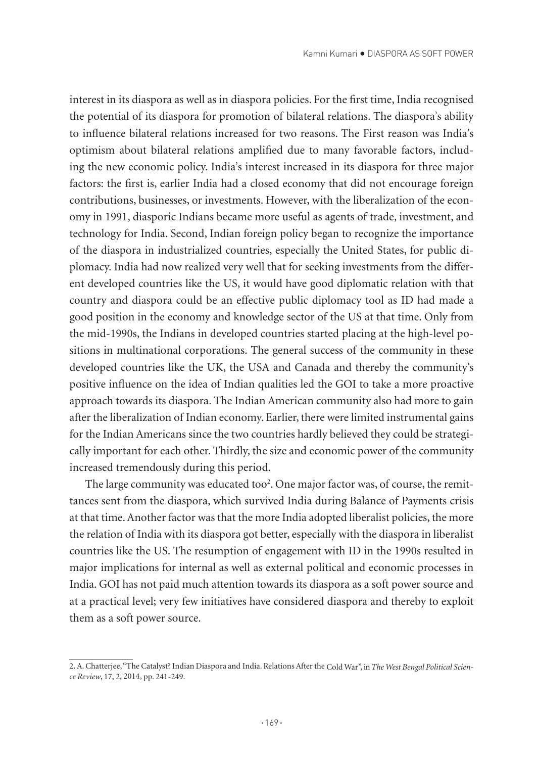interest in its diaspora as well as in diaspora policies. For the first time, India recognised the potential of its diaspora for promotion of bilateral relations. The diaspora's ability to influence bilateral relations increased for two reasons. The First reason was India's optimism about bilateral relations amplified due to many favorable factors, including the new economic policy. India's interest increased in its diaspora for three major factors: the first is, earlier India had a closed economy that did not encourage foreign contributions, businesses, or investments. However, with the liberalization of the economy in 1991, diasporic Indians became more useful as agents of trade, investment, and technology for India. Second, Indian foreign policy began to recognize the importance of the diaspora in industrialized countries, especially the United States, for public diplomacy. India had now realized very well that for seeking investments from the different developed countries like the US, it would have good diplomatic relation with that country and diaspora could be an effective public diplomacy tool as ID had made a good position in the economy and knowledge sector of the US at that time. Only from the mid-1990s, the Indians in developed countries started placing at the high-level positions in multinational corporations. The general success of the community in these developed countries like the UK, the USA and Canada and thereby the community's positive influence on the idea of Indian qualities led the GOI to take a more proactive approach towards its diaspora. The Indian American community also had more to gain after the liberalization of Indian economy. Earlier, there were limited instrumental gains for the Indian Americans since the two countries hardly believed they could be strategically important for each other. Thirdly, the size and economic power of the community increased tremendously during this period.

The large community was educated too[2]. One major factor was, of course, the remittances sent from the diaspora, which survived India during Balance of Payments crisis at that time. Another factor was that the more India adopted liberalist policies, the more the relation of India with its diaspora got better, especially with the diaspora in liberalist countries like the US. The resumption of engagement with ID in the 1990s resulted in major implications for internal as well as external political and economic processes in India. GOI has not paid much attention towards its diaspora as a soft power source and at a practical level; very few initiatives have considered diaspora and thereby to exploit them as a soft power source.

---

2. A. Chatterjee, "The Catalyst? Indian Diaspora and India. Relations After the Cold War", in *The West Bengal Political Science Review*, 17, 2, 2014, pp. 241-249.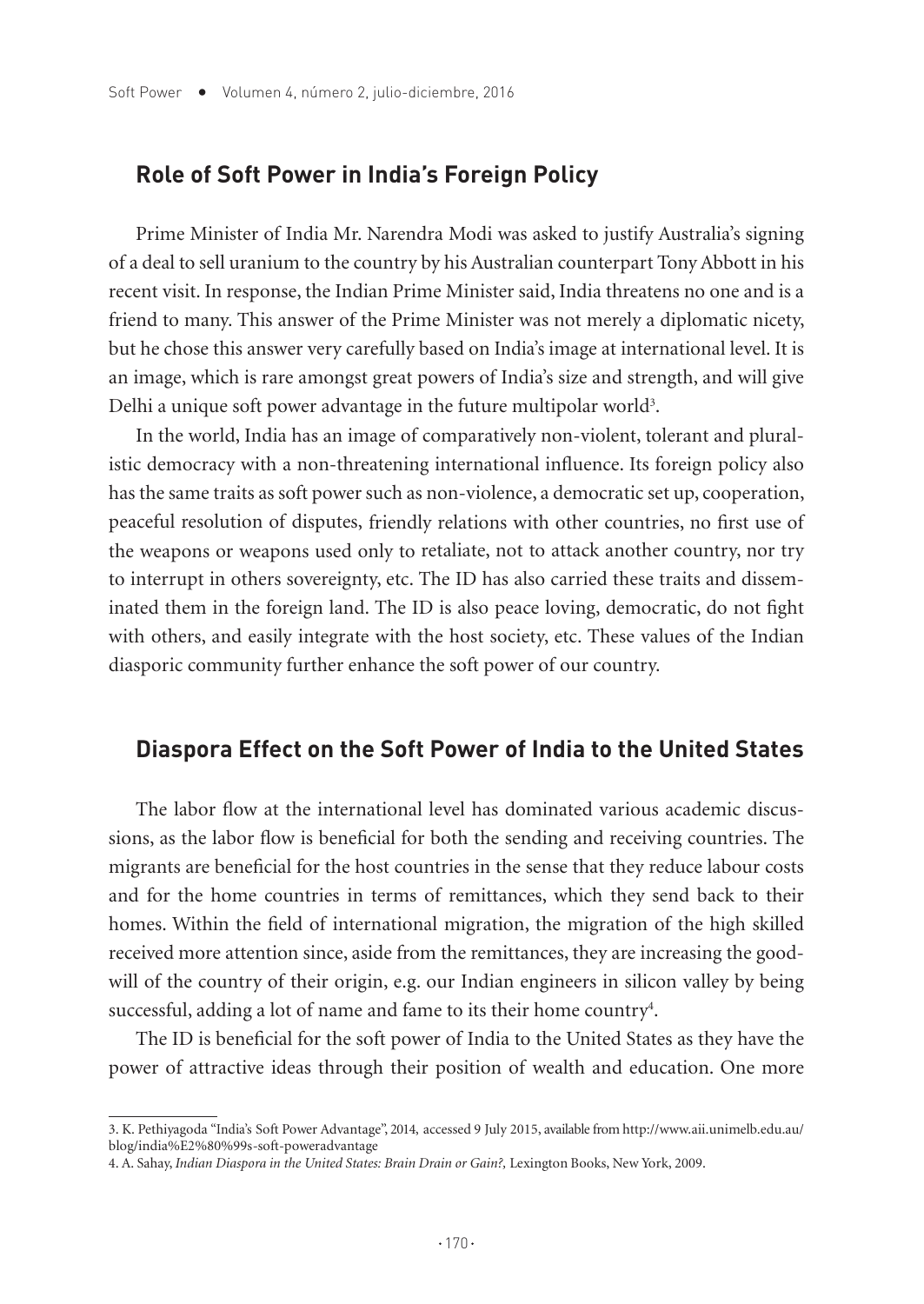## Role of Soft Power in India's Foreign Policy

Prime Minister of India Mr. Narendra Modi was asked to justify Australia's signing of a deal to sell uranium to the country by his Australian counterpart Tony Abbott in his recent visit. In response, the Indian Prime Minister said, India threatens no one and is a friend to many. This answer of the Prime Minister was not merely a diplomatic nicety, but he chose this answer very carefully based on India's image at international level. It is an image, which is rare amongst great powers of India's size and strength, and will give Delhi a unique soft power advantage in the future multipolar world[3].

In the world, India has an image of comparatively non-violent, tolerant and pluralistic democracy with a non-threatening international influence. Its foreign policy also has the same traits as soft power such as non-violence, a democratic set up, cooperation, peaceful resolution of disputes, friendly relations with other countries, no first use of the weapons or weapons used only to retaliate, not to attack another country, nor try to interrupt in others sovereignty, etc. The ID has also carried these traits and disseminated them in the foreign land. The ID is also peace loving, democratic, do not fight with others, and easily integrate with the host society, etc. These values of the Indian diasporic community further enhance the soft power of our country.

## Diaspora Effect on the Soft Power of India to the United States

The labor flow at the international level has dominated various academic discussions, as the labor flow is beneficial for both the sending and receiving countries. The migrants are beneficial for the host countries in the sense that they reduce labour costs and for the home countries in terms of remittances, which they send back to their homes. Within the field of international migration, the migration of the high skilled received more attention since, aside from the remittances, they are increasing the goodwill of the country of their origin, e.g. our Indian engineers in silicon valley by being successful, adding a lot of name and fame to its their home country[4].

The ID is beneficial for the soft power of India to the United States as they have the power of attractive ideas through their position of wealth and education. One more

---

3. K. Pethiyagoda "India's Soft Power Advantage", 2014, accessed 9 July 2015, available from http://www.aii.unimelb.edu.au/blog/india%E2%80%99s-soft-poweradvantage

4. A. Sahay, *Indian Diaspora in the United States: Brain Drain or Gain?,* Lexington Books, New York, 2009.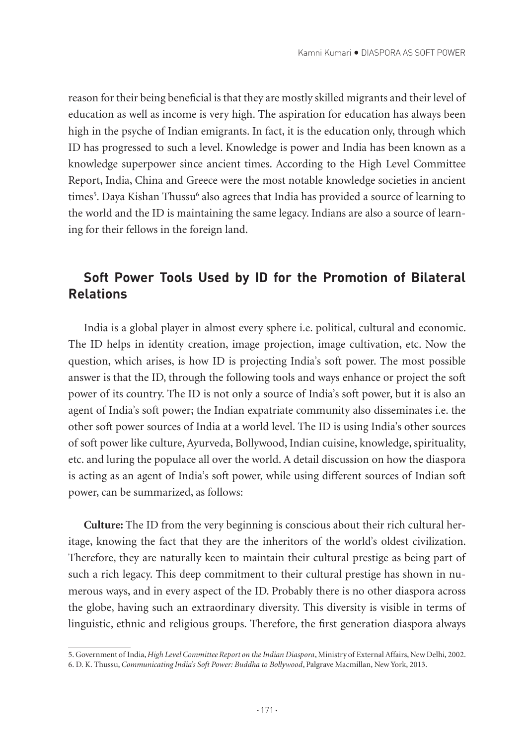reason for their being beneficial is that they are mostly skilled migrants and their level of education as well as income is very high. The aspiration for education has always been high in the psyche of Indian emigrants. In fact, it is the education only, through which ID has progressed to such a level. Knowledge is power and India has been known as a knowledge superpower since ancient times. According to the High Level Committee Report, India, China and Greece were the most notable knowledge societies in ancient times[5]. Daya Kishan Thussu[6] also agrees that India has provided a source of learning to the world and the ID is maintaining the same legacy. Indians are also a source of learning for their fellows in the foreign land.

## Soft Power Tools Used by ID for the Promotion of Bilateral Relations

India is a global player in almost every sphere i.e. political, cultural and economic. The ID helps in identity creation, image projection, image cultivation, etc. Now the question, which arises, is how ID is projecting India's soft power. The most possible answer is that the ID, through the following tools and ways enhance or project the soft power of its country. The ID is not only a source of India's soft power, but it is also an agent of India's soft power; the Indian expatriate community also disseminates i.e. the other soft power sources of India at a world level. The ID is using India's other sources of soft power like culture, Ayurveda, Bollywood, Indian cuisine, knowledge, spirituality, etc. and luring the populace all over the world. A detail discussion on how the diaspora is acting as an agent of India's soft power, while using different sources of Indian soft power, can be summarized, as follows:

**Culture:** The ID from the very beginning is conscious about their rich cultural heritage, knowing the fact that they are the inheritors of the world's oldest civilization. Therefore, they are naturally keen to maintain their cultural prestige as being part of such a rich legacy. This deep commitment to their cultural prestige has shown in numerous ways, and in every aspect of the ID. Probably there is no other diaspora across the globe, having such an extraordinary diversity. This diversity is visible in terms of linguistic, ethnic and religious groups. Therefore, the first generation diaspora always

---

5. Government of India, *High Level Committee Report on the Indian Diaspora*, Ministry of External Affairs, New Delhi, 2002.
6. D. K. Thussu, *Communicating India's Soft Power: Buddha to Bollywood*, Palgrave Macmillan, New York, 2013.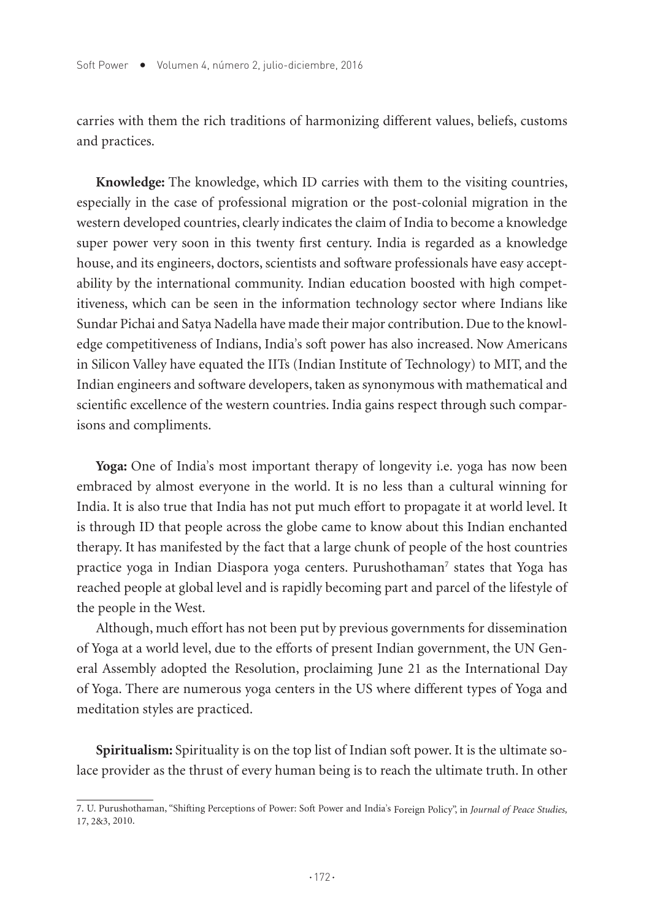carries with them the rich traditions of harmonizing different values, beliefs, customs and practices.

**Knowledge:** The knowledge, which ID carries with them to the visiting countries, especially in the case of professional migration or the post-colonial migration in the western developed countries, clearly indicates the claim of India to become a knowledge super power very soon in this twenty first century. India is regarded as a knowledge house, and its engineers, doctors, scientists and software professionals have easy acceptability by the international community. Indian education boosted with high competitiveness, which can be seen in the information technology sector where Indians like Sundar Pichai and Satya Nadella have made their major contribution. Due to the knowledge competitiveness of Indians, India's soft power has also increased. Now Americans in Silicon Valley have equated the IITs (Indian Institute of Technology) to MIT, and the Indian engineers and software developers, taken as synonymous with mathematical and scientific excellence of the western countries. India gains respect through such comparisons and compliments.

**Yoga:** One of India's most important therapy of longevity i.e. yoga has now been embraced by almost everyone in the world. It is no less than a cultural winning for India. It is also true that India has not put much effort to propagate it at world level. It is through ID that people across the globe came to know about this Indian enchanted therapy. It has manifested by the fact that a large chunk of people of the host countries practice yoga in Indian Diaspora yoga centers. Purushothaman[7] states that Yoga has reached people at global level and is rapidly becoming part and parcel of the lifestyle of the people in the West.

Although, much effort has not been put by previous governments for dissemination of Yoga at a world level, due to the efforts of present Indian government, the UN General Assembly adopted the Resolution, proclaiming June 21 as the International Day of Yoga. There are numerous yoga centers in the US where different types of Yoga and meditation styles are practiced.

**Spiritualism:** Spirituality is on the top list of Indian soft power. It is the ultimate solace provider as the thrust of every human being is to reach the ultimate truth. In other

---

7. U. Purushothaman, "Shifting Perceptions of Power: Soft Power and India's Foreign Policy", in *Journal of Peace Studies,* 17, 2&3, 2010.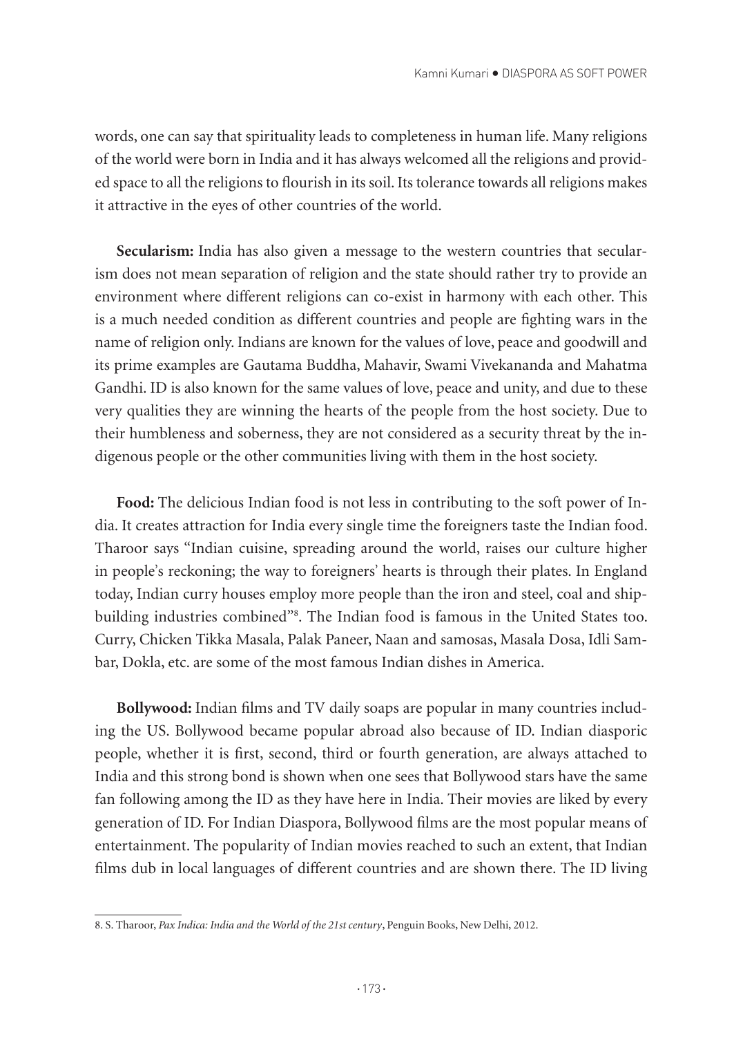words, one can say that spirituality leads to completeness in human life. Many religions of the world were born in India and it has always welcomed all the religions and provided space to all the religions to flourish in its soil. Its tolerance towards all religions makes it attractive in the eyes of other countries of the world.

**Secularism:** India has also given a message to the western countries that secularism does not mean separation of religion and the state should rather try to provide an environment where different religions can co-exist in harmony with each other. This is a much needed condition as different countries and people are fighting wars in the name of religion only. Indians are known for the values of love, peace and goodwill and its prime examples are Gautama Buddha, Mahavir, Swami Vivekananda and Mahatma Gandhi. ID is also known for the same values of love, peace and unity, and due to these very qualities they are winning the hearts of the people from the host society. Due to their humbleness and soberness, they are not considered as a security threat by the indigenous people or the other communities living with them in the host society.

**Food:** The delicious Indian food is not less in contributing to the soft power of India. It creates attraction for India every single time the foreigners taste the Indian food. Tharoor says "Indian cuisine, spreading around the world, raises our culture higher in people's reckoning; the way to foreigners' hearts is through their plates. In England today, Indian curry houses employ more people than the iron and steel, coal and shipbuilding industries combined"[8]. The Indian food is famous in the United States too. Curry, Chicken Tikka Masala, Palak Paneer, Naan and samosas, Masala Dosa, Idli Sambar, Dokla, etc. are some of the most famous Indian dishes in America.

**Bollywood:** Indian films and TV daily soaps are popular in many countries including the US. Bollywood became popular abroad also because of ID. Indian diasporic people, whether it is first, second, third or fourth generation, are always attached to India and this strong bond is shown when one sees that Bollywood stars have the same fan following among the ID as they have here in India. Their movies are liked by every generation of ID. For Indian Diaspora, Bollywood films are the most popular means of entertainment. The popularity of Indian movies reached to such an extent, that Indian films dub in local languages of different countries and are shown there. The ID living

8. S. Tharoor, *Pax Indica: India and the World of the 21st century*, Penguin Books, New Delhi, 2012.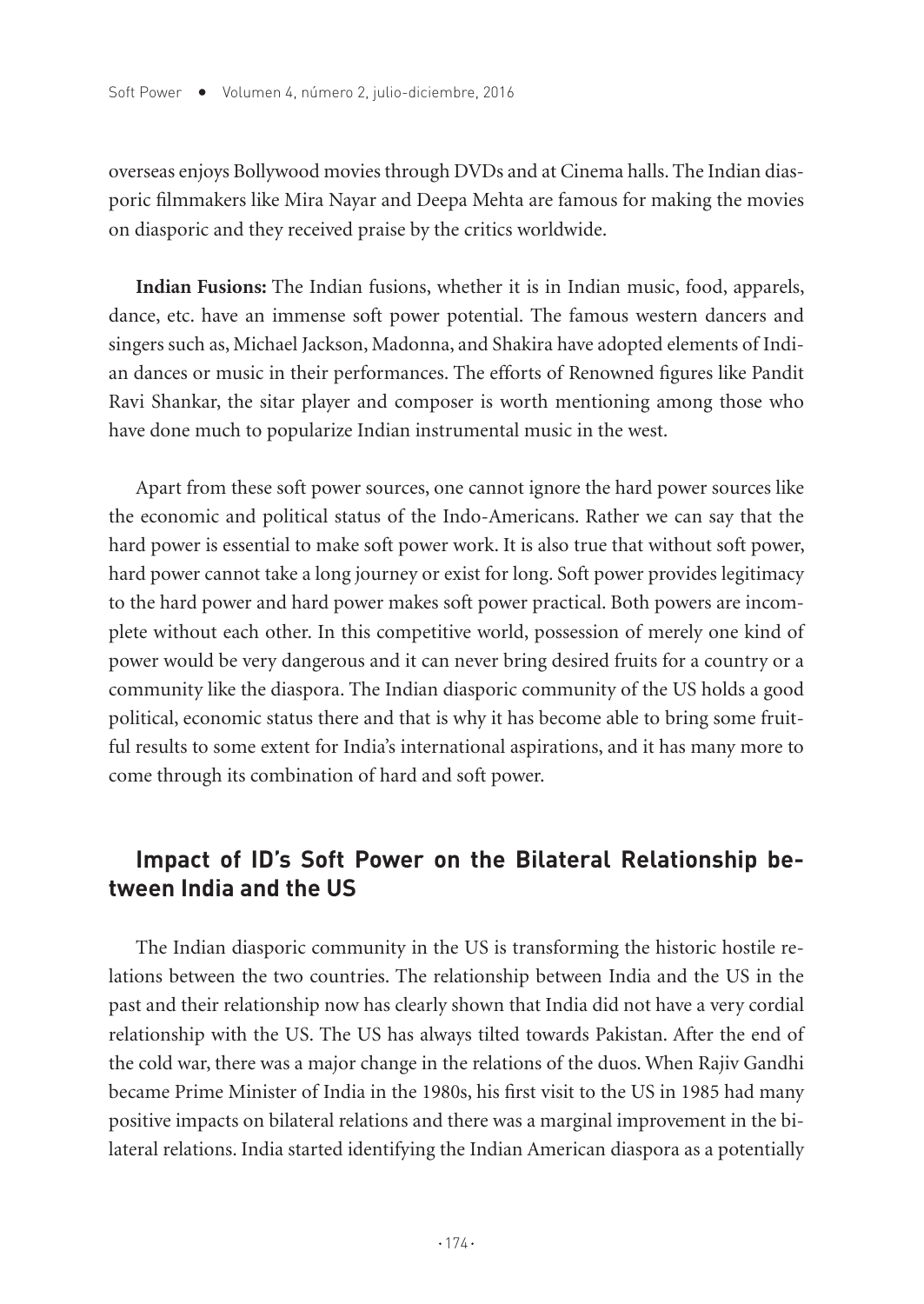overseas enjoys Bollywood movies through DVDs and at Cinema halls. The Indian diasporic filmmakers like Mira Nayar and Deepa Mehta are famous for making the movies on diasporic and they received praise by the critics worldwide.

**Indian Fusions:** The Indian fusions, whether it is in Indian music, food, apparels, dance, etc. have an immense soft power potential. The famous western dancers and singers such as, Michael Jackson, Madonna, and Shakira have adopted elements of Indian dances or music in their performances. The efforts of Renowned figures like Pandit Ravi Shankar, the sitar player and composer is worth mentioning among those who have done much to popularize Indian instrumental music in the west.

Apart from these soft power sources, one cannot ignore the hard power sources like the economic and political status of the Indo-Americans. Rather we can say that the hard power is essential to make soft power work. It is also true that without soft power, hard power cannot take a long journey or exist for long. Soft power provides legitimacy to the hard power and hard power makes soft power practical. Both powers are incomplete without each other. In this competitive world, possession of merely one kind of power would be very dangerous and it can never bring desired fruits for a country or a community like the diaspora. The Indian diasporic community of the US holds a good political, economic status there and that is why it has become able to bring some fruitful results to some extent for India's international aspirations, and it has many more to come through its combination of hard and soft power.

## Impact of ID's Soft Power on the Bilateral Relationship between India and the US

The Indian diasporic community in the US is transforming the historic hostile relations between the two countries. The relationship between India and the US in the past and their relationship now has clearly shown that India did not have a very cordial relationship with the US. The US has always tilted towards Pakistan. After the end of the cold war, there was a major change in the relations of the duos. When Rajiv Gandhi became Prime Minister of India in the 1980s, his first visit to the US in 1985 had many positive impacts on bilateral relations and there was a marginal improvement in the bilateral relations. India started identifying the Indian American diaspora as a potentially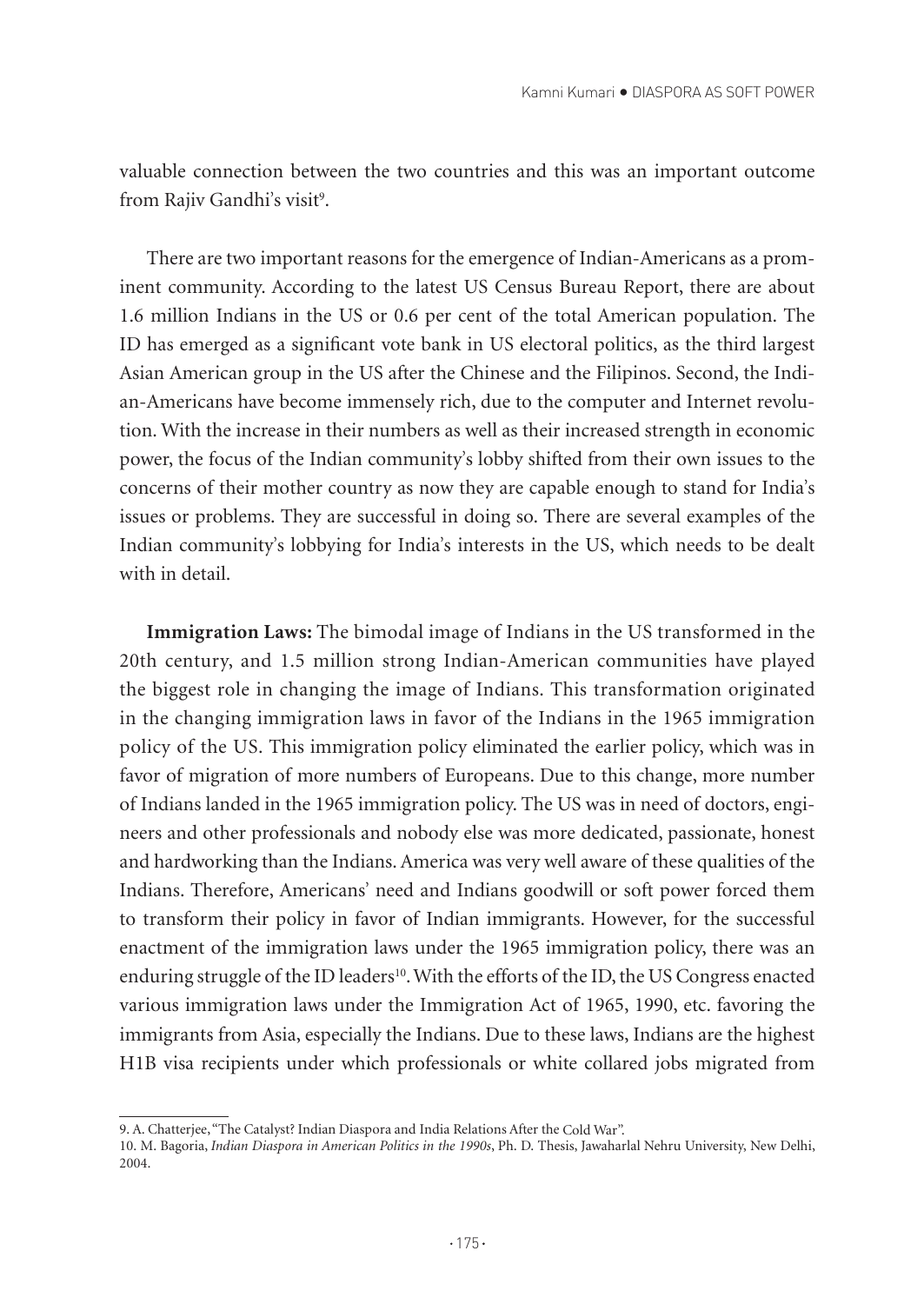valuable connection between the two countries and this was an important outcome from Rajiv Gandhi's visit[9].

There are two important reasons for the emergence of Indian-Americans as a prominent community. According to the latest US Census Bureau Report, there are about 1.6 million Indians in the US or 0.6 per cent of the total American population. The ID has emerged as a significant vote bank in US electoral politics, as the third largest Asian American group in the US after the Chinese and the Filipinos. Second, the Indian-Americans have become immensely rich, due to the computer and Internet revolution. With the increase in their numbers as well as their increased strength in economic power, the focus of the Indian community's lobby shifted from their own issues to the concerns of their mother country as now they are capable enough to stand for India's issues or problems. They are successful in doing so. There are several examples of the Indian community's lobbying for India's interests in the US, which needs to be dealt with in detail.

**Immigration Laws:** The bimodal image of Indians in the US transformed in the 20th century, and 1.5 million strong Indian-American communities have played the biggest role in changing the image of Indians. This transformation originated in the changing immigration laws in favor of the Indians in the 1965 immigration policy of the US. This immigration policy eliminated the earlier policy, which was in favor of migration of more numbers of Europeans. Due to this change, more number of Indians landed in the 1965 immigration policy. The US was in need of doctors, engineers and other professionals and nobody else was more dedicated, passionate, honest and hardworking than the Indians. America was very well aware of these qualities of the Indians. Therefore, Americans' need and Indians goodwill or soft power forced them to transform their policy in favor of Indian immigrants. However, for the successful enactment of the immigration laws under the 1965 immigration policy, there was an enduring struggle of the ID leaders[10]. With the efforts of the ID, the US Congress enacted various immigration laws under the Immigration Act of 1965, 1990, etc. favoring the immigrants from Asia, especially the Indians. Due to these laws, Indians are the highest H1B visa recipients under which professionals or white collared jobs migrated from

---

9. A. Chatterjee, "The Catalyst? Indian Diaspora and India Relations After the Cold War".

10. M. Bagoria, *Indian Diaspora in American Politics in the 1990s*, Ph. D. Thesis, Jawaharlal Nehru University, New Delhi, 2004.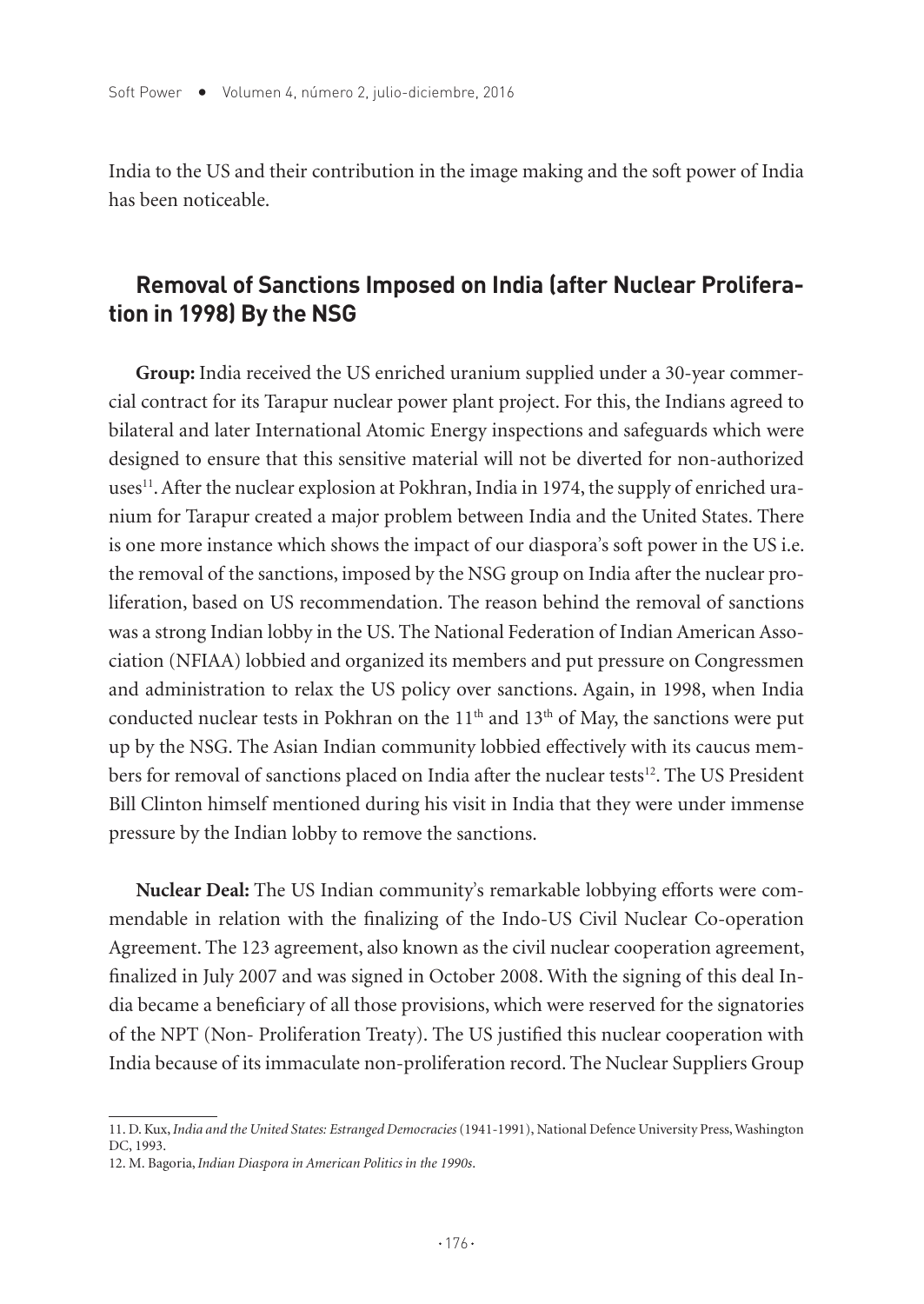India to the US and their contribution in the image making and the soft power of India has been noticeable.

## Removal of Sanctions Imposed on India (after Nuclear Proliferation in 1998) By the NSG

**Group:** India received the US enriched uranium supplied under a 30-year commercial contract for its Tarapur nuclear power plant project. For this, the Indians agreed to bilateral and later International Atomic Energy inspections and safeguards which were designed to ensure that this sensitive material will not be diverted for non-authorized uses[11]. After the nuclear explosion at Pokhran, India in 1974, the supply of enriched uranium for Tarapur created a major problem between India and the United States. There is one more instance which shows the impact of our diaspora's soft power in the US i.e. the removal of the sanctions, imposed by the NSG group on India after the nuclear proliferation, based on US recommendation. The reason behind the removal of sanctions was a strong Indian lobby in the US. The National Federation of Indian American Association (NFIAA) lobbied and organized its members and put pressure on Congressmen and administration to relax the US policy over sanctions. Again, in 1998, when India conducted nuclear tests in Pokhran on the 11th and 13th of May, the sanctions were put up by the NSG. The Asian Indian community lobbied effectively with its caucus members for removal of sanctions placed on India after the nuclear tests[12]. The US President Bill Clinton himself mentioned during his visit in India that they were under immense pressure by the Indian lobby to remove the sanctions.

**Nuclear Deal:** The US Indian community's remarkable lobbying efforts were commendable in relation with the finalizing of the Indo-US Civil Nuclear Co-operation Agreement. The 123 agreement, also known as the civil nuclear cooperation agreement, finalized in July 2007 and was signed in October 2008. With the signing of this deal India became a beneficiary of all those provisions, which were reserved for the signatories of the NPT (Non- Proliferation Treaty). The US justified this nuclear cooperation with India because of its immaculate non-proliferation record. The Nuclear Suppliers Group

---

11. D. Kux, *India and the United States: Estranged Democracies* (1941-1991), National Defence University Press, Washington DC, 1993.

12. M. Bagoria, *Indian Diaspora in American Politics in the 1990s*.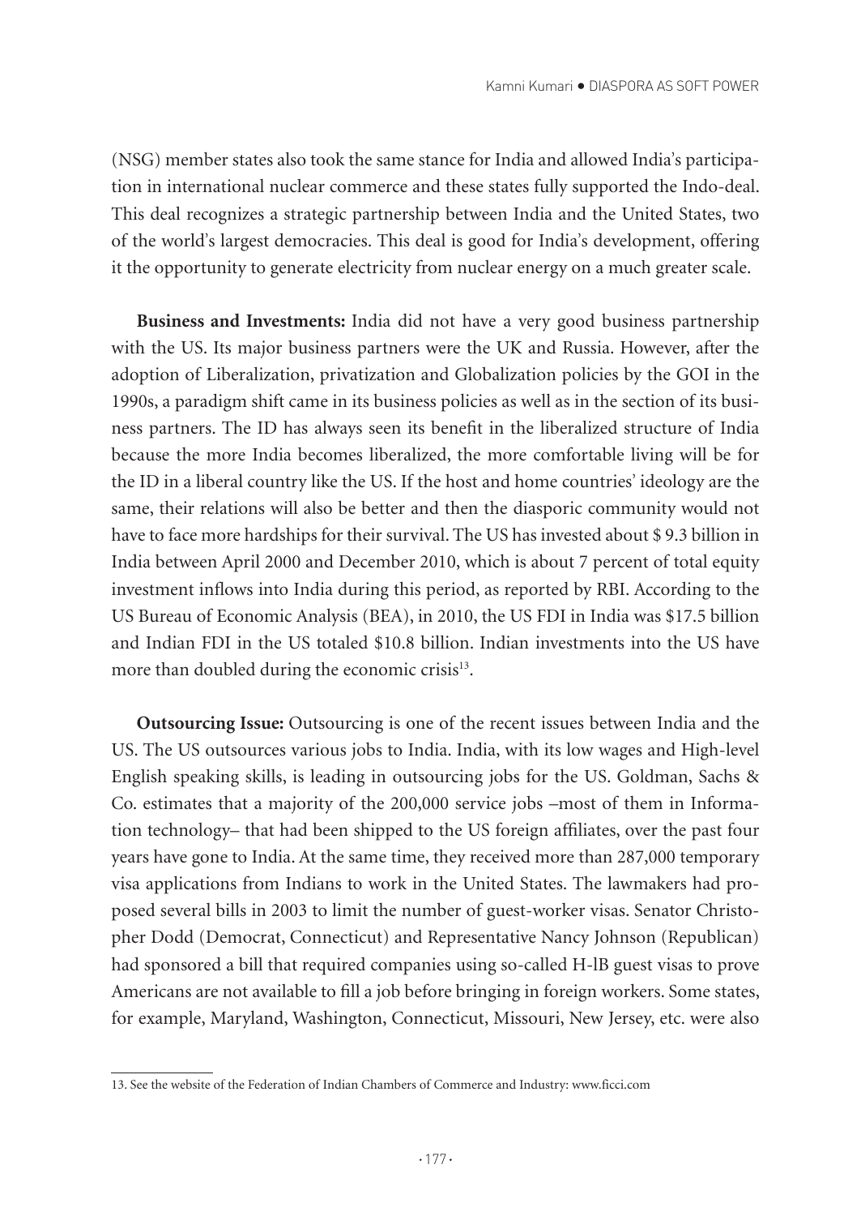(NSG) member states also took the same stance for India and allowed India's participation in international nuclear commerce and these states fully supported the Indo-deal. This deal recognizes a strategic partnership between India and the United States, two of the world's largest democracies. This deal is good for India's development, offering it the opportunity to generate electricity from nuclear energy on a much greater scale.

**Business and Investments:** India did not have a very good business partnership with the US. Its major business partners were the UK and Russia. However, after the adoption of Liberalization, privatization and Globalization policies by the GOI in the 1990s, a paradigm shift came in its business policies as well as in the section of its business partners. The ID has always seen its benefit in the liberalized structure of India because the more India becomes liberalized, the more comfortable living will be for the ID in a liberal country like the US. If the host and home countries' ideology are the same, their relations will also be better and then the diasporic community would not have to face more hardships for their survival. The US has invested about $ 9.3 billion in India between April 2000 and December 2010, which is about 7 percent of total equity investment inflows into India during this period, as reported by RBI. According to the US Bureau of Economic Analysis (BEA), in 2010, the US FDI in India was $17.5 billion and Indian FDI in the US totaled $10.8 billion. Indian investments into the US have more than doubled during the economic crisis[13].

**Outsourcing Issue:** Outsourcing is one of the recent issues between India and the US. The US outsources various jobs to India. India, with its low wages and High-level English speaking skills, is leading in outsourcing jobs for the US. Goldman, Sachs & Co. estimates that a majority of the 200,000 service jobs –most of them in Information technology– that had been shipped to the US foreign affiliates, over the past four years have gone to India. At the same time, they received more than 287,000 temporary visa applications from Indians to work in the United States. The lawmakers had proposed several bills in 2003 to limit the number of guest-worker visas. Senator Christopher Dodd (Democrat, Connecticut) and Representative Nancy Johnson (Republican) had sponsored a bill that required companies using so-called H-lB guest visas to prove Americans are not available to fill a job before bringing in foreign workers. Some states, for example, Maryland, Washington, Connecticut, Missouri, New Jersey, etc. were also

13. See the website of the Federation of Indian Chambers of Commerce and Industry: www.ficci.com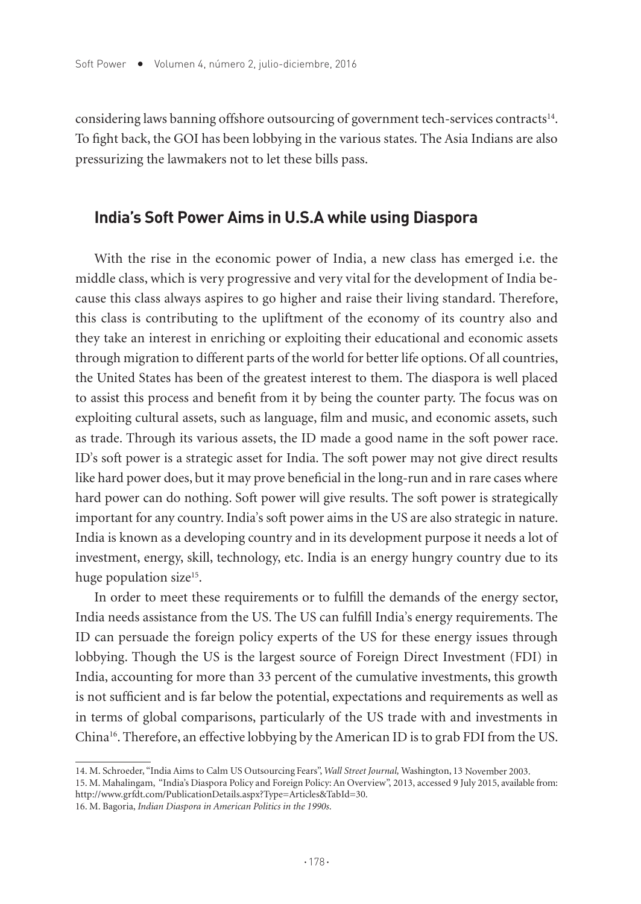considering laws banning offshore outsourcing of government tech-services contracts[14]. To fight back, the GOI has been lobbying in the various states. The Asia Indians are also pressurizing the lawmakers not to let these bills pass.

## India's Soft Power Aims in U.S.A while using Diaspora

With the rise in the economic power of India, a new class has emerged i.e. the middle class, which is very progressive and very vital for the development of India because this class always aspires to go higher and raise their living standard. Therefore, this class is contributing to the upliftment of the economy of its country also and they take an interest in enriching or exploiting their educational and economic assets through migration to different parts of the world for better life options. Of all countries, the United States has been of the greatest interest to them. The diaspora is well placed to assist this process and benefit from it by being the counter party. The focus was on exploiting cultural assets, such as language, film and music, and economic assets, such as trade. Through its various assets, the ID made a good name in the soft power race. ID's soft power is a strategic asset for India. The soft power may not give direct results like hard power does, but it may prove beneficial in the long-run and in rare cases where hard power can do nothing. Soft power will give results. The soft power is strategically important for any country. India's soft power aims in the US are also strategic in nature. India is known as a developing country and in its development purpose it needs a lot of investment, energy, skill, technology, etc. India is an energy hungry country due to its huge population size[15].

In order to meet these requirements or to fulfill the demands of the energy sector, India needs assistance from the US. The US can fulfill India's energy requirements. The ID can persuade the foreign policy experts of the US for these energy issues through lobbying. Though the US is the largest source of Foreign Direct Investment (FDI) in India, accounting for more than 33 percent of the cumulative investments, this growth is not sufficient and is far below the potential, expectations and requirements as well as in terms of global comparisons, particularly of the US trade with and investments in China[16]. Therefore, an effective lobbying by the American ID is to grab FDI from the US.

---

14. M. Schroeder, "India Aims to Calm US Outsourcing Fears", *Wall Street Journal,* Washington, 13 November 2003.

15. M. Mahalingam, "India's Diaspora Policy and Foreign Policy: An Overview", 2013, accessed 9 July 2015, available from: http://www.grfdt.com/PublicationDetails.aspx?Type=Articles&TabId=30.

16. M. Bagoria, *Indian Diaspora in American Politics in the 1990s*.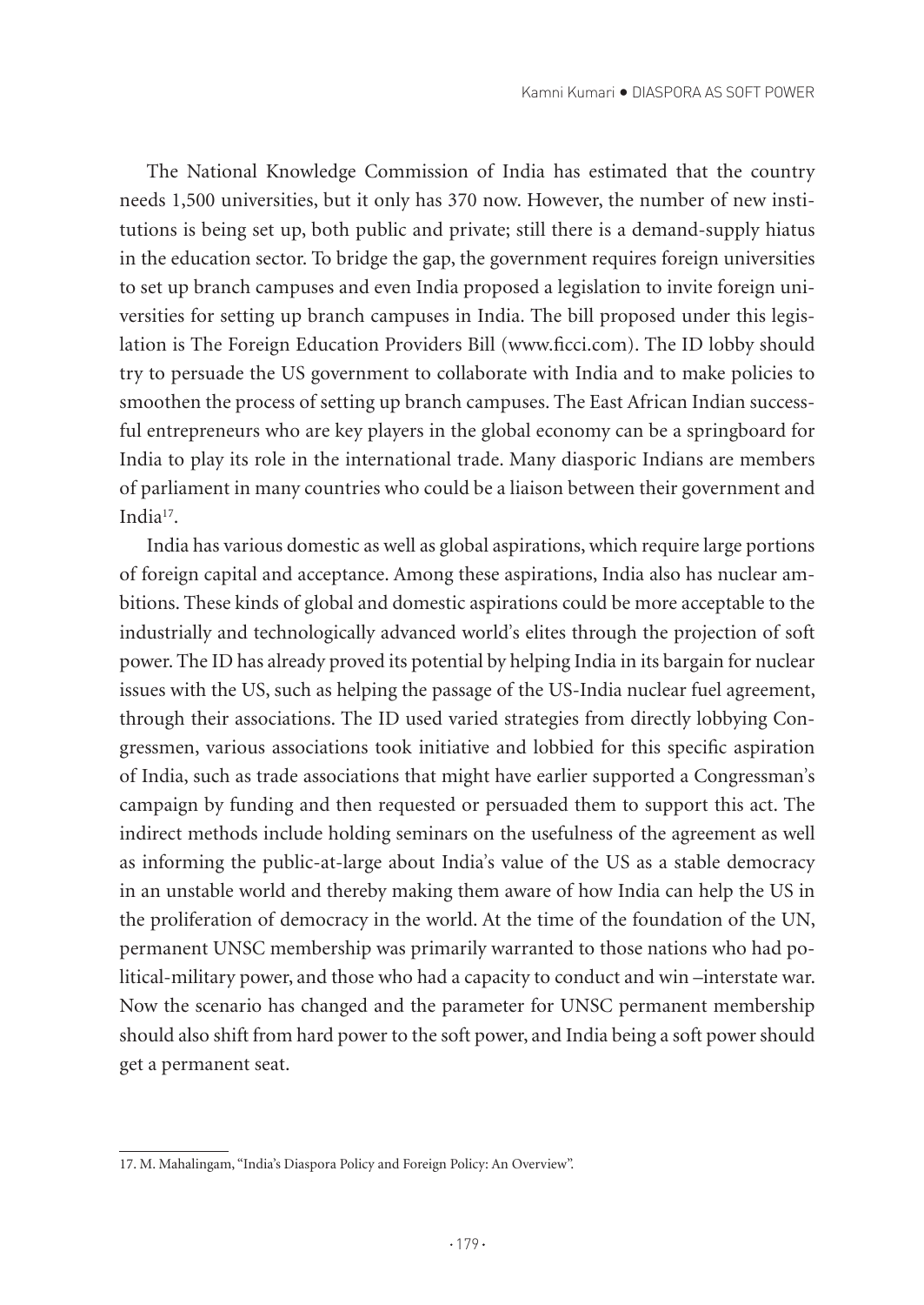The National Knowledge Commission of India has estimated that the country needs 1,500 universities, but it only has 370 now. However, the number of new institutions is being set up, both public and private; still there is a demand-supply hiatus in the education sector. To bridge the gap, the government requires foreign universities to set up branch campuses and even India proposed a legislation to invite foreign universities for setting up branch campuses in India. The bill proposed under this legislation is The Foreign Education Providers Bill (www.ficci.com). The ID lobby should try to persuade the US government to collaborate with India and to make policies to smoothen the process of setting up branch campuses. The East African Indian successful entrepreneurs who are key players in the global economy can be a springboard for India to play its role in the international trade. Many diasporic Indians are members of parliament in many countries who could be a liaison between their government and India[17].

India has various domestic as well as global aspirations, which require large portions of foreign capital and acceptance. Among these aspirations, India also has nuclear ambitions. These kinds of global and domestic aspirations could be more acceptable to the industrially and technologically advanced world's elites through the projection of soft power. The ID has already proved its potential by helping India in its bargain for nuclear issues with the US, such as helping the passage of the US-India nuclear fuel agreement, through their associations. The ID used varied strategies from directly lobbying Congressmen, various associations took initiative and lobbied for this specific aspiration of India, such as trade associations that might have earlier supported a Congressman's campaign by funding and then requested or persuaded them to support this act. The indirect methods include holding seminars on the usefulness of the agreement as well as informing the public-at-large about India's value of the US as a stable democracy in an unstable world and thereby making them aware of how India can help the US in the proliferation of democracy in the world. At the time of the foundation of the UN, permanent UNSC membership was primarily warranted to those nations who had political-military power, and those who had a capacity to conduct and win –interstate war. Now the scenario has changed and the parameter for UNSC permanent membership should also shift from hard power to the soft power, and India being a soft power should get a permanent seat.

---

17. M. Mahalingam, "India's Diaspora Policy and Foreign Policy: An Overview".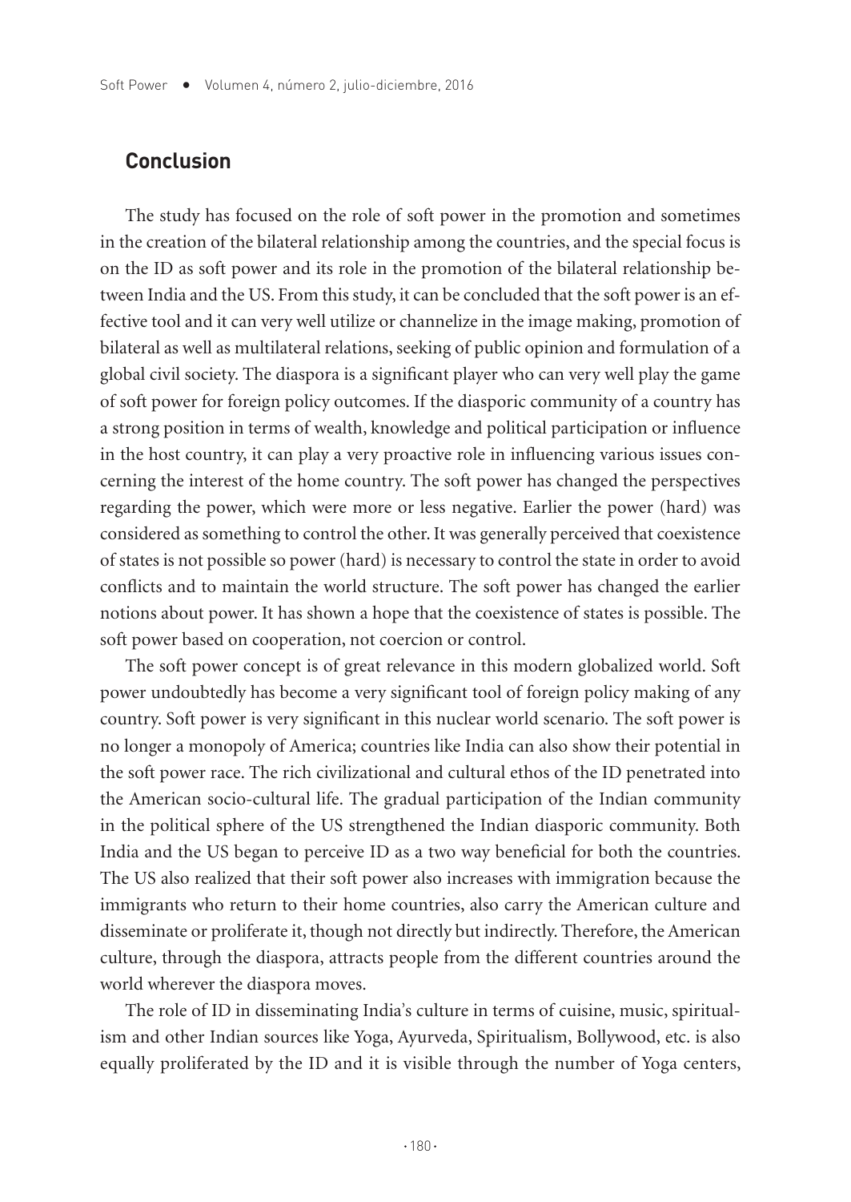## Conclusion

The study has focused on the role of soft power in the promotion and sometimes in the creation of the bilateral relationship among the countries, and the special focus is on the ID as soft power and its role in the promotion of the bilateral relationship between India and the US. From this study, it can be concluded that the soft power is an effective tool and it can very well utilize or channelize in the image making, promotion of bilateral as well as multilateral relations, seeking of public opinion and formulation of a global civil society. The diaspora is a significant player who can very well play the game of soft power for foreign policy outcomes. If the diasporic community of a country has a strong position in terms of wealth, knowledge and political participation or influence in the host country, it can play a very proactive role in influencing various issues concerning the interest of the home country. The soft power has changed the perspectives regarding the power, which were more or less negative. Earlier the power (hard) was considered as something to control the other. It was generally perceived that coexistence of states is not possible so power (hard) is necessary to control the state in order to avoid conflicts and to maintain the world structure. The soft power has changed the earlier notions about power. It has shown a hope that the coexistence of states is possible. The soft power based on cooperation, not coercion or control.

The soft power concept is of great relevance in this modern globalized world. Soft power undoubtedly has become a very significant tool of foreign policy making of any country. Soft power is very significant in this nuclear world scenario. The soft power is no longer a monopoly of America; countries like India can also show their potential in the soft power race. The rich civilizational and cultural ethos of the ID penetrated into the American socio-cultural life. The gradual participation of the Indian community in the political sphere of the US strengthened the Indian diasporic community. Both India and the US began to perceive ID as a two way beneficial for both the countries. The US also realized that their soft power also increases with immigration because the immigrants who return to their home countries, also carry the American culture and disseminate or proliferate it, though not directly but indirectly. Therefore, the American culture, through the diaspora, attracts people from the different countries around the world wherever the diaspora moves.

The role of ID in disseminating India's culture in terms of cuisine, music, spiritualism and other Indian sources like Yoga, Ayurveda, Spiritualism, Bollywood, etc. is also equally proliferated by the ID and it is visible through the number of Yoga centers,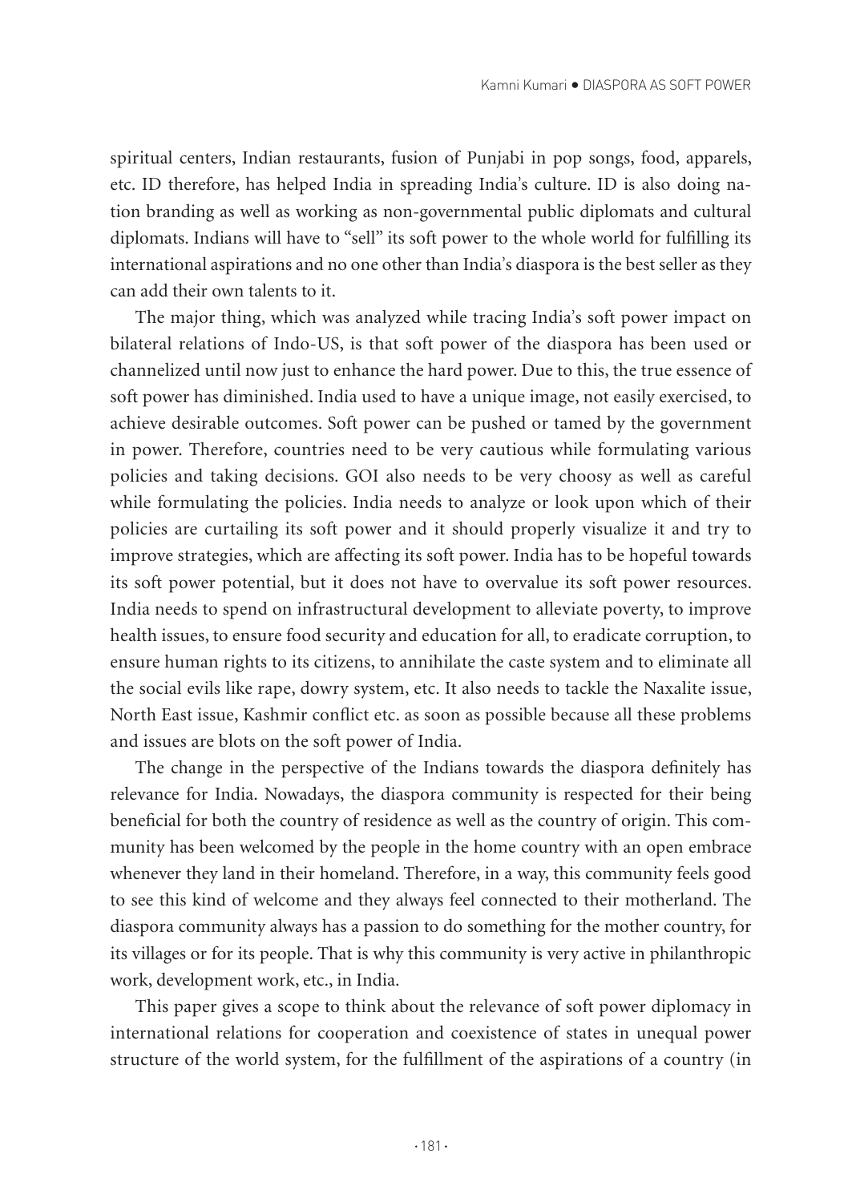spiritual centers, Indian restaurants, fusion of Punjabi in pop songs, food, apparels, etc. ID therefore, has helped India in spreading India's culture. ID is also doing nation branding as well as working as non-governmental public diplomats and cultural diplomats. Indians will have to "sell" its soft power to the whole world for fulfilling its international aspirations and no one other than India's diaspora is the best seller as they can add their own talents to it.

The major thing, which was analyzed while tracing India's soft power impact on bilateral relations of Indo-US, is that soft power of the diaspora has been used or channelized until now just to enhance the hard power. Due to this, the true essence of soft power has diminished. India used to have a unique image, not easily exercised, to achieve desirable outcomes. Soft power can be pushed or tamed by the government in power. Therefore, countries need to be very cautious while formulating various policies and taking decisions. GOI also needs to be very choosy as well as careful while formulating the policies. India needs to analyze or look upon which of their policies are curtailing its soft power and it should properly visualize it and try to improve strategies, which are affecting its soft power. India has to be hopeful towards its soft power potential, but it does not have to overvalue its soft power resources. India needs to spend on infrastructural development to alleviate poverty, to improve health issues, to ensure food security and education for all, to eradicate corruption, to ensure human rights to its citizens, to annihilate the caste system and to eliminate all the social evils like rape, dowry system, etc. It also needs to tackle the Naxalite issue, North East issue, Kashmir conflict etc. as soon as possible because all these problems and issues are blots on the soft power of India.

The change in the perspective of the Indians towards the diaspora definitely has relevance for India. Nowadays, the diaspora community is respected for their being beneficial for both the country of residence as well as the country of origin. This community has been welcomed by the people in the home country with an open embrace whenever they land in their homeland. Therefore, in a way, this community feels good to see this kind of welcome and they always feel connected to their motherland. The diaspora community always has a passion to do something for the mother country, for its villages or for its people. That is why this community is very active in philanthropic work, development work, etc., in India.

This paper gives a scope to think about the relevance of soft power diplomacy in international relations for cooperation and coexistence of states in unequal power structure of the world system, for the fulfillment of the aspirations of a country (in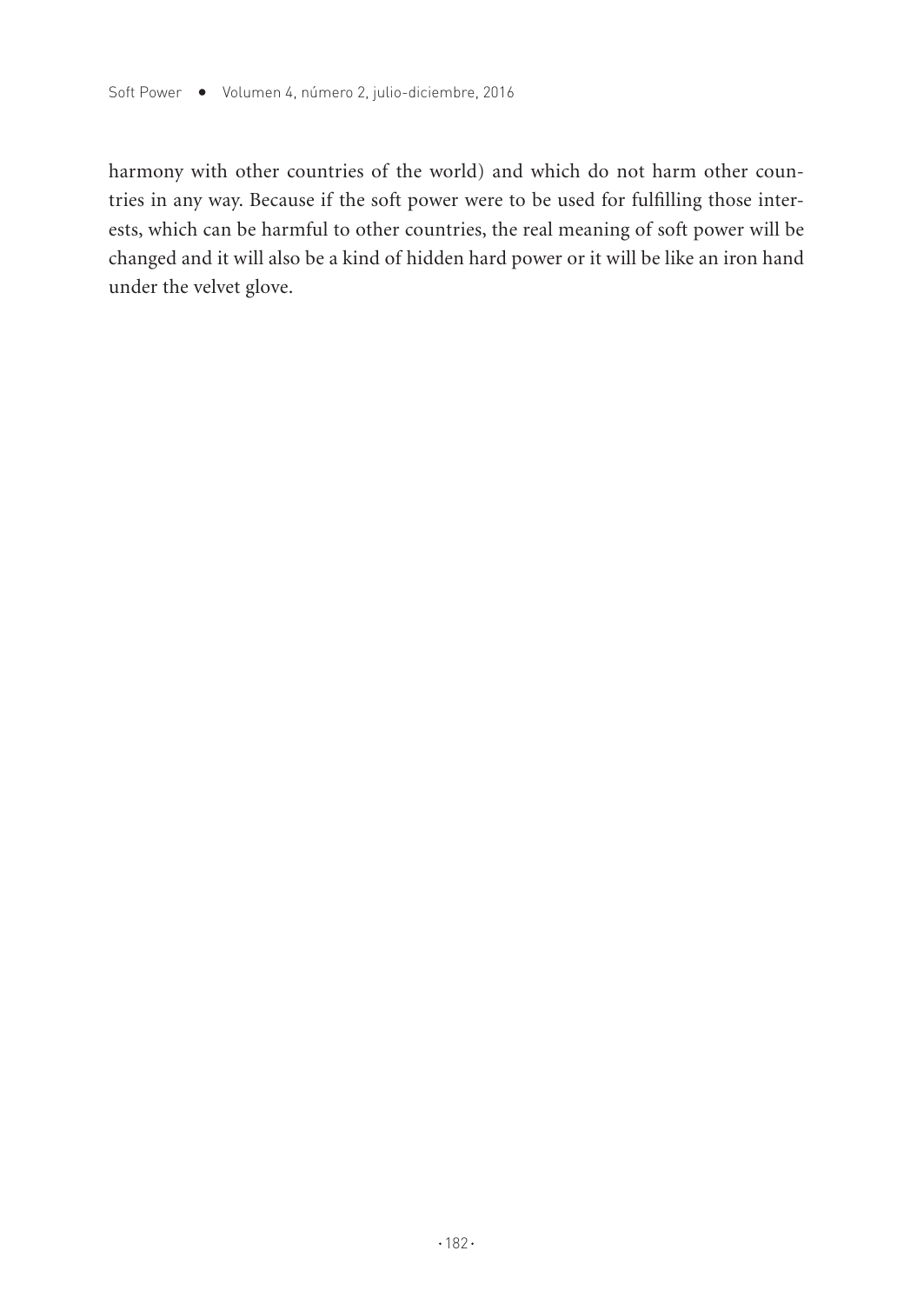harmony with other countries of the world) and which do not harm other countries in any way. Because if the soft power were to be used for fulfilling those interests, which can be harmful to other countries, the real meaning of soft power will be changed and it will also be a kind of hidden hard power or it will be like an iron hand under the velvet glove.